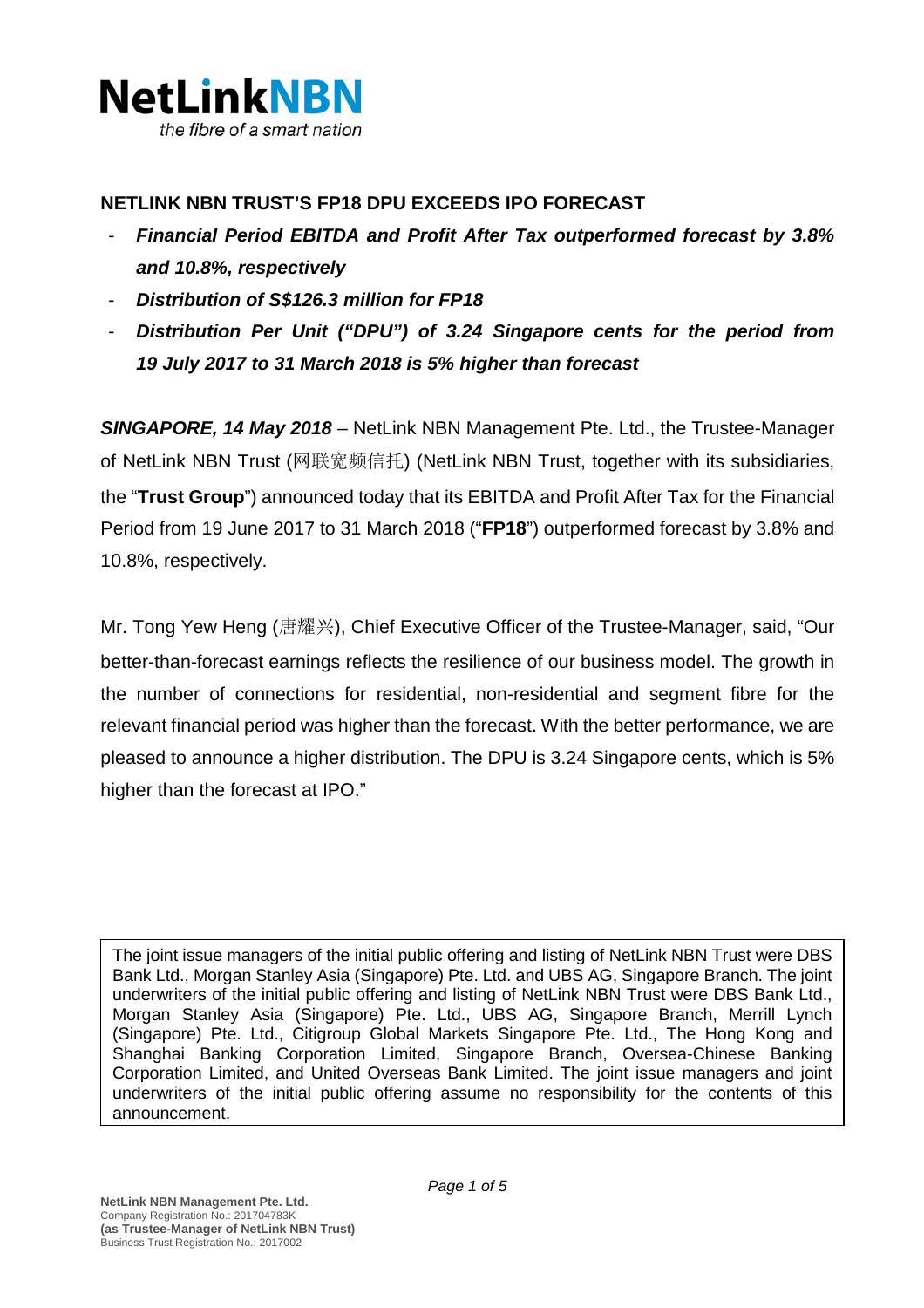NetLinkNBN

the fibre of a smart nation

## NETLINK NBN TRUST'S FP18 DPU EXCEEDS IPO FORECAST

- ***Financial Period EBITDA and Profit After Tax outperformed forecast by 3.8% and 10.8%, respectively***
- ***Distribution of S$126.3 million for FP18***
- ***Distribution Per Unit ("DPU") of 3.24 Singapore cents for the period from 19 July 2017 to 31 March 2018 is 5% higher than forecast***

***SINGAPORE, 14 May 2018*** – NetLink NBN Management Pte. Ltd., the Trustee-Manager of NetLink NBN Trust (网联宽频信托) (NetLink NBN Trust, together with its subsidiaries, the "**Trust Group**") announced today that its EBITDA and Profit After Tax for the Financial Period from 19 June 2017 to 31 March 2018 ("**FP18**") outperformed forecast by 3.8% and 10.8%, respectively.

Mr. Tong Yew Heng (唐耀兴), Chief Executive Officer of the Trustee-Manager, said, "Our better-than-forecast earnings reflects the resilience of our business model. The growth in the number of connections for residential, non-residential and segment fibre for the relevant financial period was higher than the forecast. With the better performance, we are pleased to announce a higher distribution. The DPU is 3.24 Singapore cents, which is 5% higher than the forecast at IPO."

The joint issue managers of the initial public offering and listing of NetLink NBN Trust were DBS Bank Ltd., Morgan Stanley Asia (Singapore) Pte. Ltd. and UBS AG, Singapore Branch. The joint underwriters of the initial public offering and listing of NetLink NBN Trust were DBS Bank Ltd., Morgan Stanley Asia (Singapore) Pte. Ltd., UBS AG, Singapore Branch, Merrill Lynch (Singapore) Pte. Ltd., Citigroup Global Markets Singapore Pte. Ltd., The Hong Kong and Shanghai Banking Corporation Limited, Singapore Branch, Oversea-Chinese Banking Corporation Limited, and United Overseas Bank Limited. The joint issue managers and joint underwriters of the initial public offering assume no responsibility for the contents of this announcement.

**NetLink NBN Management Pte. Ltd.**
Company Registration No.: 201704783K
**(as Trustee-Manager of NetLink NBN Trust)**
Business Trust Registration No.: 2017002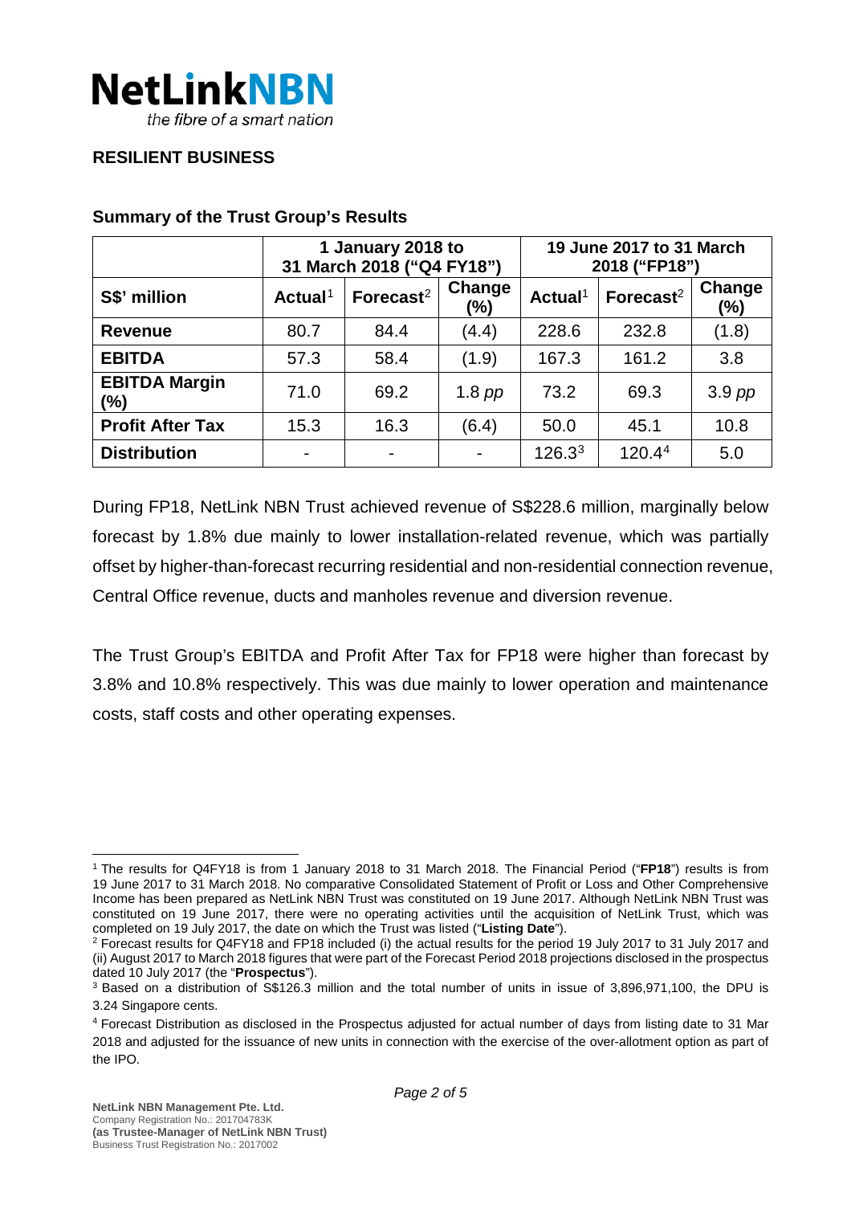**NetLinkNBN**
*the fibre of a smart nation*

## RESILIENT BUSINESS

### Summary of the Trust Group's Results

| | 1 January 2018 to 31 March 2018 ("Q4 FY18") | | | 19 June 2017 to 31 March 2018 ("FP18") | | |
|---|---|---|---|---|---|---|
| **S$' million** | **Actual**[1] | **Forecast**[2] | **Change (%)** | **Actual**[1] | **Forecast**[2] | **Change (%)** |
| **Revenue** | 80.7 | 84.4 | (4.4) | 228.6 | 232.8 | (1.8) |
| **EBITDA** | 57.3 | 58.4 | (1.9) | 167.3 | 161.2 | 3.8 |
| **EBITDA Margin (%)** | 71.0 | 69.2 | 1.8 *pp* | 73.2 | 69.3 | 3.9 *pp* |
| **Profit After Tax** | 15.3 | 16.3 | (6.4) | 50.0 | 45.1 | 10.8 |
| **Distribution** | - | - | - | 126.3[3] | 120.4[4] | 5.0 |

During FP18, NetLink NBN Trust achieved revenue of S$228.6 million, marginally below forecast by 1.8% due mainly to lower installation-related revenue, which was partially offset by higher-than-forecast recurring residential and non-residential connection revenue, Central Office revenue, ducts and manholes revenue and diversion revenue.

The Trust Group's EBITDA and Profit After Tax for FP18 were higher than forecast by 3.8% and 10.8% respectively. This was due mainly to lower operation and maintenance costs, staff costs and other operating expenses.

---

[1] The results for Q4FY18 is from 1 January 2018 to 31 March 2018. The Financial Period ("**FP18**") results is from 19 June 2017 to 31 March 2018. No comparative Consolidated Statement of Profit or Loss and Other Comprehensive Income has been prepared as NetLink NBN Trust was constituted on 19 June 2017. Although NetLink NBN Trust was constituted on 19 June 2017, there were no operating activities until the acquisition of NetLink Trust, which was completed on 19 July 2017, the date on which the Trust was listed ("**Listing Date**").

[2] Forecast results for Q4FY18 and FP18 included (i) the actual results for the period 19 July 2017 to 31 July 2017 and (ii) August 2017 to March 2018 figures that were part of the Forecast Period 2018 projections disclosed in the prospectus dated 10 July 2017 (the "**Prospectus**").

[3] Based on a distribution of S$126.3 million and the total number of units in issue of 3,896,971,100, the DPU is 3.24 Singapore cents.

[4] Forecast Distribution as disclosed in the Prospectus adjusted for actual number of days from listing date to 31 Mar 2018 and adjusted for the issuance of new units in connection with the exercise of the over-allotment option as part of the IPO.

**NetLink NBN Management Pte. Ltd.**
Company Registration No.: 201704783K
**(as Trustee-Manager of NetLink NBN Trust)**
Business Trust Registration No.: 2017002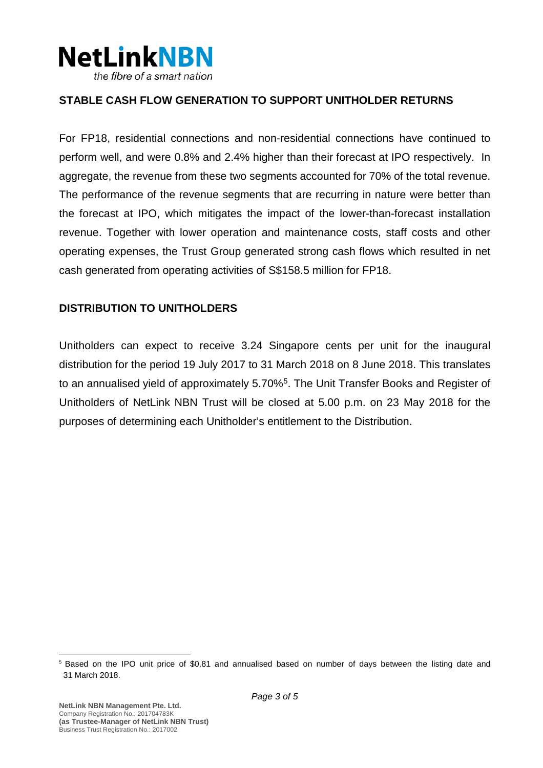## STABLE CASH FLOW GENERATION TO SUPPORT UNITHOLDER RETURNS

For FP18, residential connections and non-residential connections have continued to perform well, and were 0.8% and 2.4% higher than their forecast at IPO respectively. In aggregate, the revenue from these two segments accounted for 70% of the total revenue. The performance of the revenue segments that are recurring in nature were better than the forecast at IPO, which mitigates the impact of the lower-than-forecast installation revenue. Together with lower operation and maintenance costs, staff costs and other operating expenses, the Trust Group generated strong cash flows which resulted in net cash generated from operating activities of S$158.5 million for FP18.

## DISTRIBUTION TO UNITHOLDERS

Unitholders can expect to receive 3.24 Singapore cents per unit for the inaugural distribution for the period 19 July 2017 to 31 March 2018 on 8 June 2018. This translates to an annualised yield of approximately 5.70%[5]. The Unit Transfer Books and Register of Unitholders of NetLink NBN Trust will be closed at 5.00 p.m. on 23 May 2018 for the purposes of determining each Unitholder's entitlement to the Distribution.

[5] Based on the IPO unit price of $0.81 and annualised based on number of days between the listing date and 31 March 2018.

**NetLink NBN Management Pte. Ltd.**
Company Registration No.: 201704783K
**(as Trustee-Manager of NetLink NBN Trust)**
Business Trust Registration No.: 2017002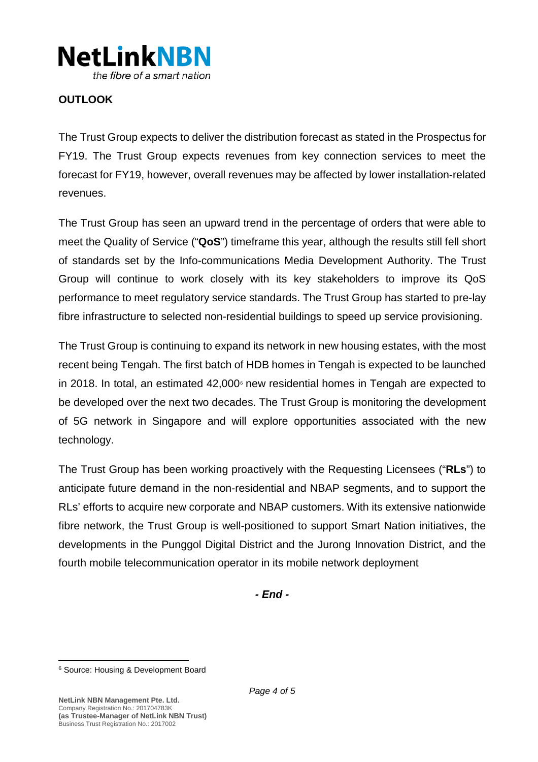## OUTLOOK

The Trust Group expects to deliver the distribution forecast as stated in the Prospectus for FY19. The Trust Group expects revenues from key connection services to meet the forecast for FY19, however, overall revenues may be affected by lower installation-related revenues.

The Trust Group has seen an upward trend in the percentage of orders that were able to meet the Quality of Service ("**QoS**") timeframe this year, although the results still fell short of standards set by the Info-communications Media Development Authority. The Trust Group will continue to work closely with its key stakeholders to improve its QoS performance to meet regulatory service standards. The Trust Group has started to pre-lay fibre infrastructure to selected non-residential buildings to speed up service provisioning.

The Trust Group is continuing to expand its network in new housing estates, with the most recent being Tengah. The first batch of HDB homes in Tengah is expected to be launched in 2018. In total, an estimated 42,000[6] new residential homes in Tengah are expected to be developed over the next two decades. The Trust Group is monitoring the development of 5G network in Singapore and will explore opportunities associated with the new technology.

The Trust Group has been working proactively with the Requesting Licensees ("**RLs**") to anticipate future demand in the non-residential and NBAP segments, and to support the RLs' efforts to acquire new corporate and NBAP customers. With its extensive nationwide fibre network, the Trust Group is well-positioned to support Smart Nation initiatives, the developments in the Punggol Digital District and the Jurong Innovation District, and the fourth mobile telecommunication operator in its mobile network deployment

***- End -***

[6] Source: Housing & Development Board

**NetLink NBN Management Pte. Ltd.**
Company Registration No.: 201704783K
**(as Trustee-Manager of NetLink NBN Trust)**
Business Trust Registration No.: 2017002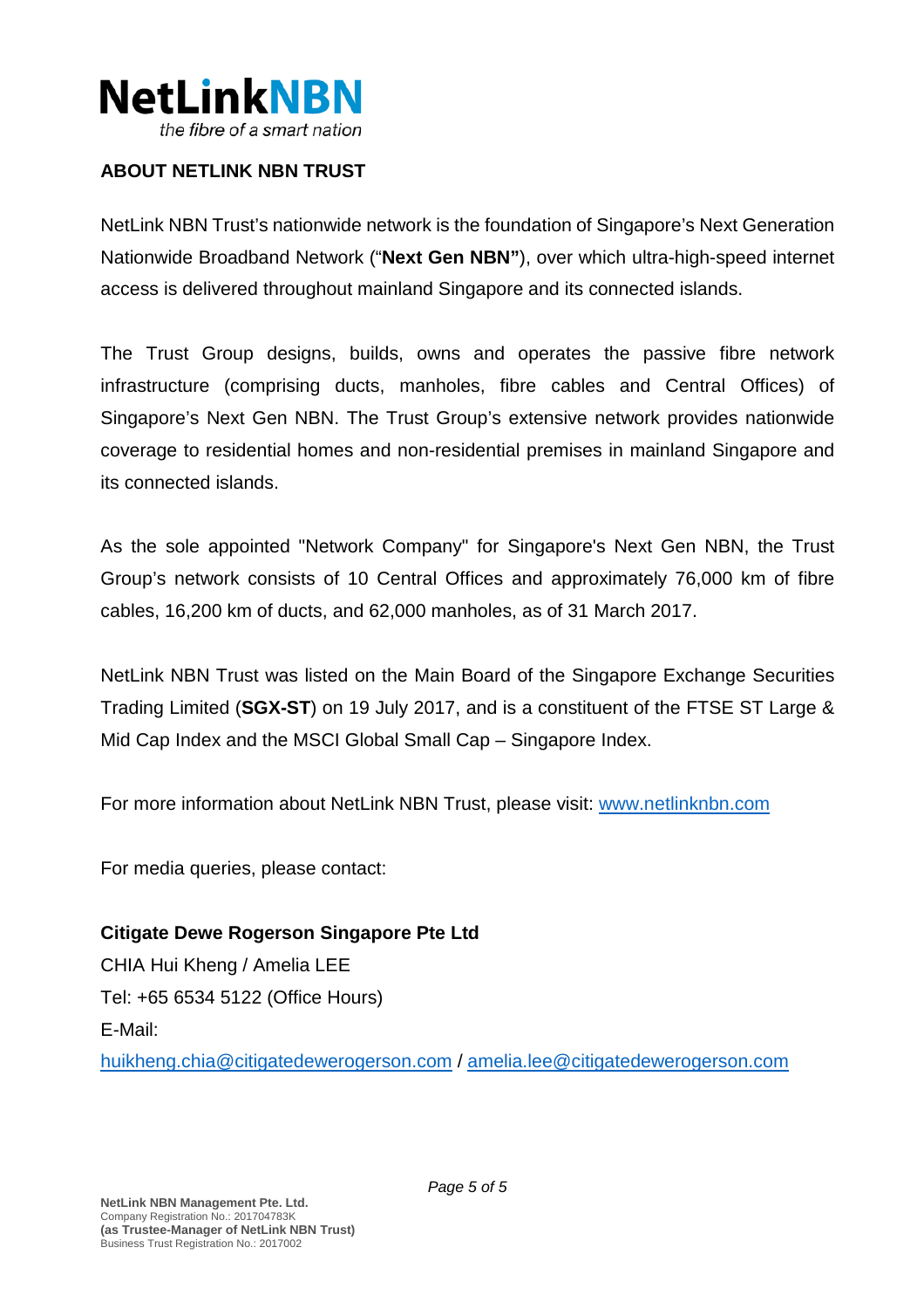## ABOUT NETLINK NBN TRUST

NetLink NBN Trust's nationwide network is the foundation of Singapore's Next Generation Nationwide Broadband Network ("**Next Gen NBN"**), over which ultra-high-speed internet access is delivered throughout mainland Singapore and its connected islands.

The Trust Group designs, builds, owns and operates the passive fibre network infrastructure (comprising ducts, manholes, fibre cables and Central Offices) of Singapore's Next Gen NBN. The Trust Group's extensive network provides nationwide coverage to residential homes and non-residential premises in mainland Singapore and its connected islands.

As the sole appointed "Network Company" for Singapore's Next Gen NBN, the Trust Group's network consists of 10 Central Offices and approximately 76,000 km of fibre cables, 16,200 km of ducts, and 62,000 manholes, as of 31 March 2017.

NetLink NBN Trust was listed on the Main Board of the Singapore Exchange Securities Trading Limited (**SGX-ST**) on 19 July 2017, and is a constituent of the FTSE ST Large & Mid Cap Index and the MSCI Global Small Cap – Singapore Index.

For more information about NetLink NBN Trust, please visit: www.netlinknbn.com

For media queries, please contact:

**Citigate Dewe Rogerson Singapore Pte Ltd**
CHIA Hui Kheng / Amelia LEE
Tel: +65 6534 5122 (Office Hours)
E-Mail:
huikheng.chia@citigatedewerogerson.com / amelia.lee@citigatedewerogerson.com

**NetLink NBN Management Pte. Ltd.**
Company Registration No.: 201704783K
**(as Trustee-Manager of NetLink NBN Trust)**
Business Trust Registration No.: 2017002